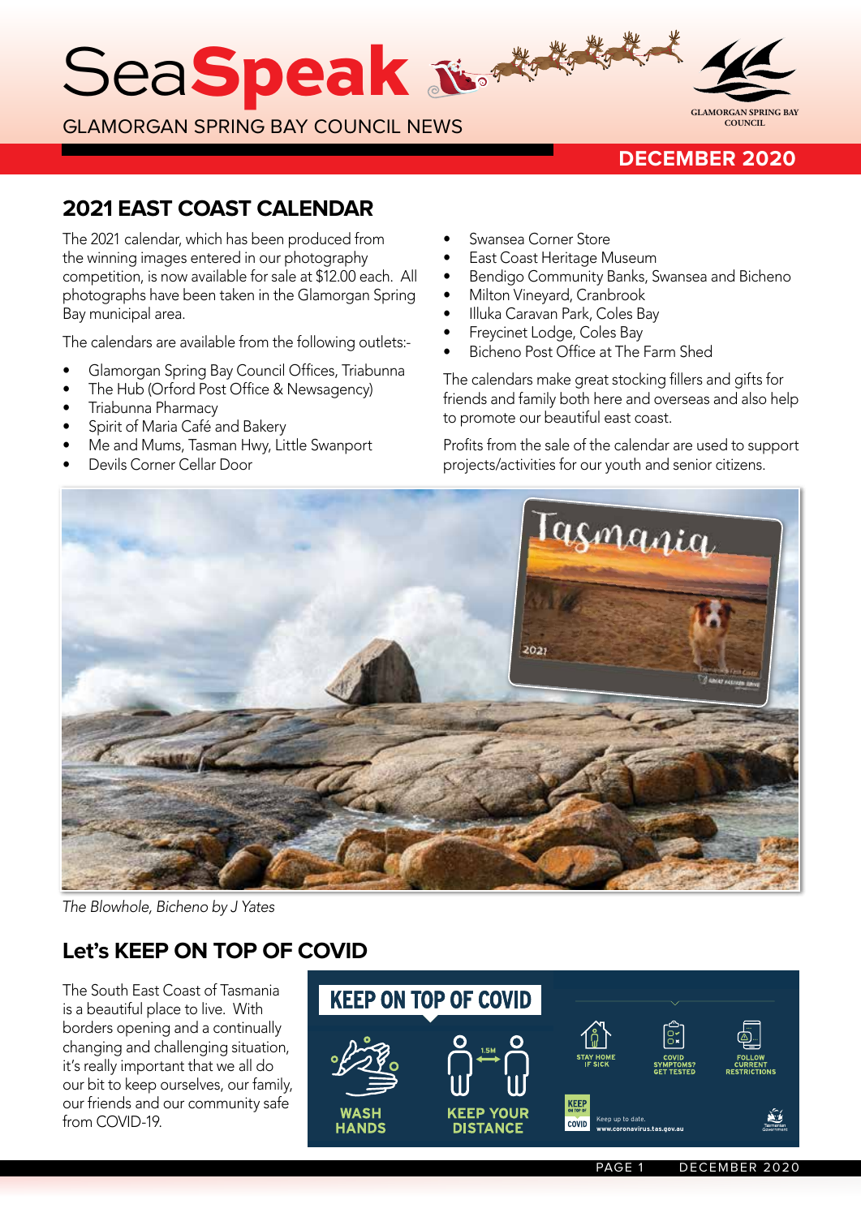# SeaSpeak

GLAMORGAN SPRING BAY COUNCIL NEWS

DECEMBER 2020

## 2021 EAST COAST CALENDAR

The 2021 calendar, which has been produced from the winning images entered in our photography competition, is now available for sale at $12.00 each. All photographs have been taken in the Glamorgan Spring Bay municipal area.

The calendars are available from the following outlets:-

- Glamorgan Spring Bay Council Offices, Triabunna
- The Hub (Orford Post Office & Newsagency)
- Triabunna Pharmacy
- Spirit of Maria Café and Bakery
- Me and Mums, Tasman Hwy, Little Swanport
- Devils Corner Cellar Door
- Swansea Corner Store
- East Coast Heritage Museum
- Bendigo Community Banks, Swansea and Bicheno
- Milton Vineyard, Cranbrook
- Illuka Caravan Park, Coles Bay
- Freycinet Lodge, Coles Bay
- Bicheno Post Office at The Farm Shed

The calendars make great stocking fillers and gifts for friends and family both here and overseas and also help to promote our beautiful east coast.

Profits from the sale of the calendar are used to support projects/activities for our youth and senior citizens.

*The Blowhole, Bicheno by J Yates*

## Let's KEEP ON TOP OF COVID

The South East Coast of Tasmania is a beautiful place to live. With borders opening and a continually changing and challenging situation, it's really important that we all do our bit to keep ourselves, our family, our friends and our community safe from COVID-19.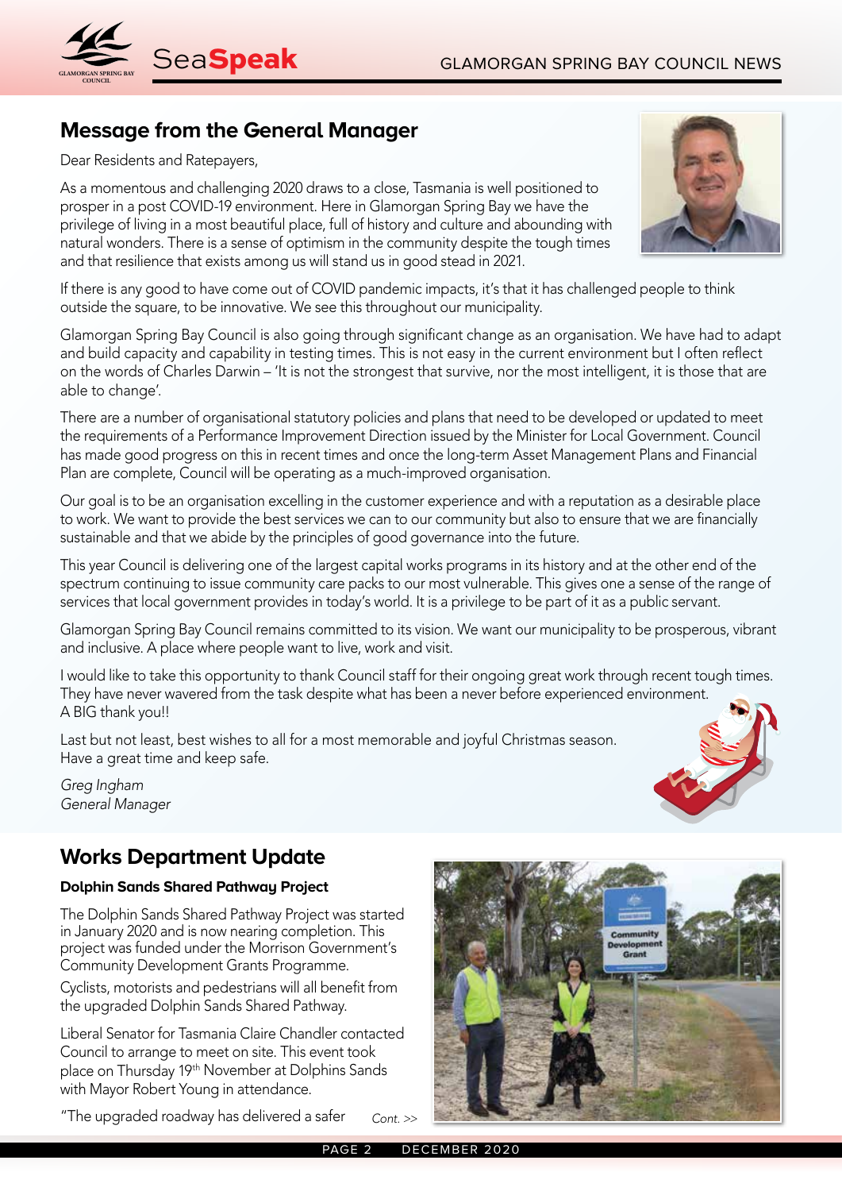## Message from the General Manager

Dear Residents and Ratepayers,

As a momentous and challenging 2020 draws to a close, Tasmania is well positioned to prosper in a post COVID-19 environment. Here in Glamorgan Spring Bay we have the privilege of living in a most beautiful place, full of history and culture and abounding with natural wonders. There is a sense of optimism in the community despite the tough times and that resilience that exists among us will stand us in good stead in 2021.

If there is any good to have come out of COVID pandemic impacts, it's that it has challenged people to think outside the square, to be innovative. We see this throughout our municipality.

Glamorgan Spring Bay Council is also going through significant change as an organisation. We have had to adapt and build capacity and capability in testing times. This is not easy in the current environment but I often reflect on the words of Charles Darwin – 'It is not the strongest that survive, nor the most intelligent, it is those that are able to change'.

There are a number of organisational statutory policies and plans that need to be developed or updated to meet the requirements of a Performance Improvement Direction issued by the Minister for Local Government. Council has made good progress on this in recent times and once the long-term Asset Management Plans and Financial Plan are complete, Council will be operating as a much-improved organisation.

Our goal is to be an organisation excelling in the customer experience and with a reputation as a desirable place to work. We want to provide the best services we can to our community but also to ensure that we are financially sustainable and that we abide by the principles of good governance into the future.

This year Council is delivering one of the largest capital works programs in its history and at the other end of the spectrum continuing to issue community care packs to our most vulnerable. This gives one a sense of the range of services that local government provides in today's world. It is a privilege to be part of it as a public servant.

Glamorgan Spring Bay Council remains committed to its vision. We want our municipality to be prosperous, vibrant and inclusive. A place where people want to live, work and visit.

I would like to take this opportunity to thank Council staff for their ongoing great work through recent tough times. They have never wavered from the task despite what has been a never before experienced environment. A BIG thank you!!

Last but not least, best wishes to all for a most memorable and joyful Christmas season. Have a great time and keep safe.

*Greg Ingham*
*General Manager*

## Works Department Update

### Dolphin Sands Shared Pathway Project

The Dolphin Sands Shared Pathway Project was started in January 2020 and is now nearing completion. This project was funded under the Morrison Government's Community Development Grants Programme.

Cyclists, motorists and pedestrians will all benefit from the upgraded Dolphin Sands Shared Pathway.

Liberal Senator for Tasmania Claire Chandler contacted Council to arrange to meet on site. This event took place on Thursday 19th November at Dolphins Sands with Mayor Robert Young in attendance.

"The upgraded roadway has delivered a safer *Cont. >>*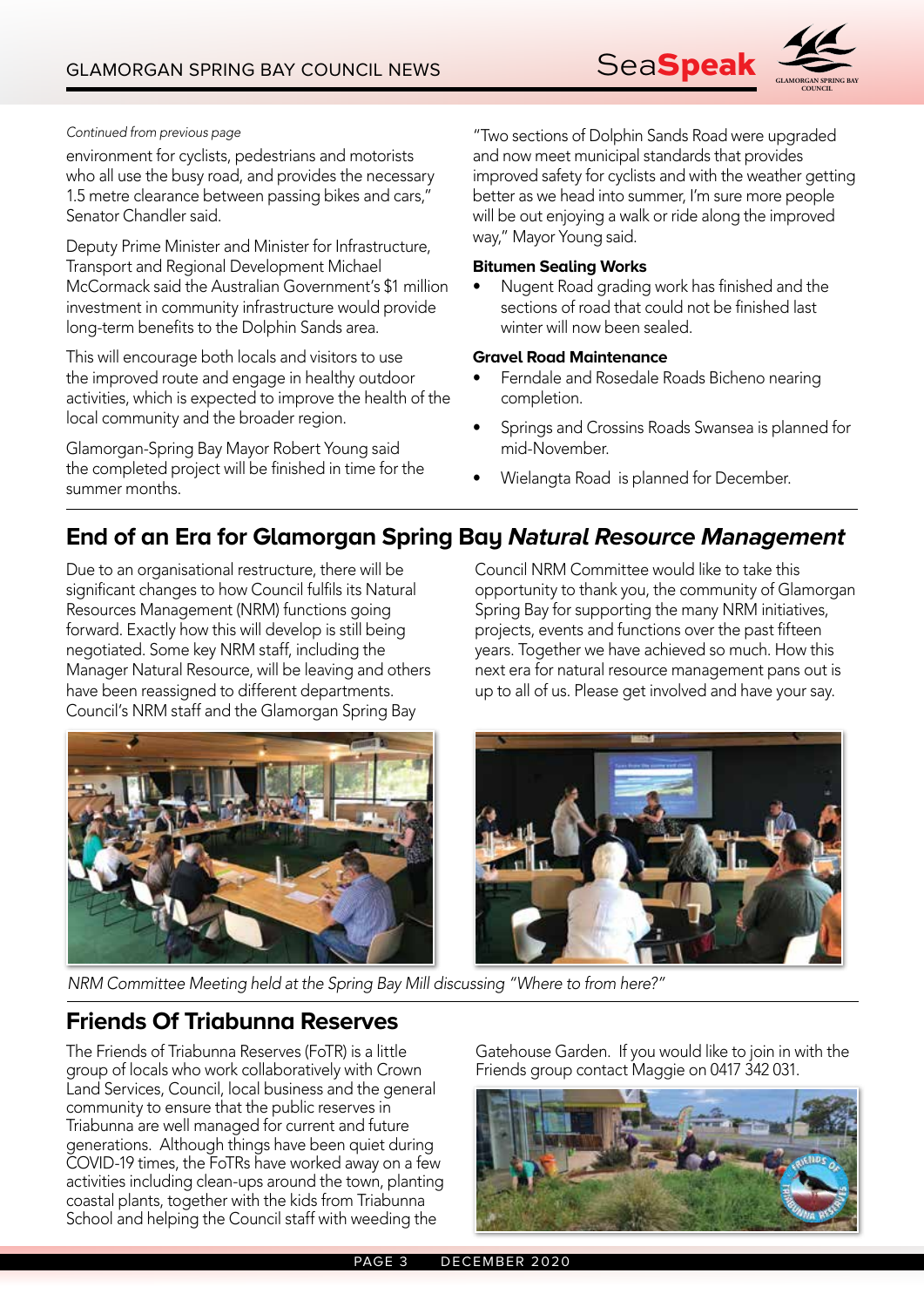*Continued from previous page*

environment for cyclists, pedestrians and motorists who all use the busy road, and provides the necessary 1.5 metre clearance between passing bikes and cars," Senator Chandler said.

Deputy Prime Minister and Minister for Infrastructure, Transport and Regional Development Michael McCormack said the Australian Government's $1 million investment in community infrastructure would provide long-term benefits to the Dolphin Sands area.

This will encourage both locals and visitors to use the improved route and engage in healthy outdoor activities, which is expected to improve the health of the local community and the broader region.

Glamorgan-Spring Bay Mayor Robert Young said the completed project will be finished in time for the summer months.

"Two sections of Dolphin Sands Road were upgraded and now meet municipal standards that provides improved safety for cyclists and with the weather getting better as we head into summer, I'm sure more people will be out enjoying a walk or ride along the improved way," Mayor Young said.

**Bitumen Sealing Works**

- Nugent Road grading work has finished and the sections of road that could not be finished last winter will now been sealed.

**Gravel Road Maintenance**

- Ferndale and Rosedale Roads Bicheno nearing completion.
- Springs and Crossins Roads Swansea is planned for mid-November.
- Wielangta Road is planned for December.

## End of an Era for Glamorgan Spring Bay *Natural Resource Management*

Due to an organisational restructure, there will be significant changes to how Council fulfils its Natural Resources Management (NRM) functions going forward. Exactly how this will develop is still being negotiated. Some key NRM staff, including the Manager Natural Resource, will be leaving and others have been reassigned to different departments. Council's NRM staff and the Glamorgan Spring Bay Council NRM Committee would like to take this opportunity to thank you, the community of Glamorgan Spring Bay for supporting the many NRM initiatives, projects, events and functions over the past fifteen years. Together we have achieved so much. How this next era for natural resource management pans out is up to all of us. Please get involved and have your say.

*NRM Committee Meeting held at the Spring Bay Mill discussing "Where to from here?"*

## Friends Of Triabunna Reserves

The Friends of Triabunna Reserves (FoTR) is a little group of locals who work collaboratively with Crown Land Services, Council, local business and the general community to ensure that the public reserves in Triabunna are well managed for current and future generations. Although things have been quiet during COVID-19 times, the FoTRs have worked away on a few activities including clean-ups around the town, planting coastal plants, together with the kids from Triabunna School and helping the Council staff with weeding the Gatehouse Garden. If you would like to join in with the Friends group contact Maggie on 0417 342 031.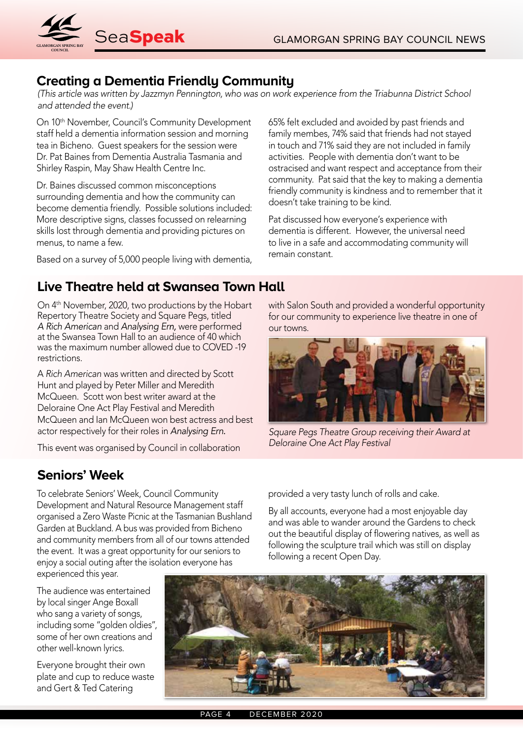## Creating a Dementia Friendly Community

*(This article was written by Jazzmyn Pennington, who was on work experience from the Triabunna District School and attended the event.)*

On 10th November, Council's Community Development staff held a dementia information session and morning tea in Bicheno. Guest speakers for the session were Dr. Pat Baines from Dementia Australia Tasmania and Shirley Raspin, May Shaw Health Centre Inc.

Dr. Baines discussed common misconceptions surrounding dementia and how the community can become dementia friendly. Possible solutions included: More descriptive signs, classes focussed on relearning skills lost through dementia and providing pictures on menus, to name a few.

Based on a survey of 5,000 people living with dementia, 65% felt excluded and avoided by past friends and family membes, 74% said that friends had not stayed in touch and 71% said they are not included in family activities. People with dementia don't want to be ostracised and want respect and acceptance from their community. Pat said that the key to making a dementia friendly community is kindness and to remember that it doesn't take training to be kind.

Pat discussed how everyone's experience with dementia is different. However, the universal need to live in a safe and accommodating community will remain constant.

## Live Theatre held at Swansea Town Hall

On 4th November, 2020, two productions by the Hobart Repertory Theatre Society and Square Pegs, titled *A Rich American* and *Analysing Ern,* were performed at the Swansea Town Hall to an audience of 40 which was the maximum number allowed due to COVED -19 restrictions.

*A Rich American* was written and directed by Scott Hunt and played by Peter Miller and Meredith McQueen. Scott won best writer award at the Deloraine One Act Play Festival and Meredith McQueen and Ian McQueen won best actress and best actor respectively for their roles in *Analysing Ern.*

This event was organised by Council in collaboration with Salon South and provided a wonderful opportunity for our community to experience live theatre in one of our towns.

*Square Pegs Theatre Group receiving their Award at Deloraine One Act Play Festival*

## Seniors' Week

To celebrate Seniors' Week, Council Community Development and Natural Resource Management staff organised a Zero Waste Picnic at the Tasmanian Bushland Garden at Buckland. A bus was provided from Bicheno and community members from all of our towns attended the event. It was a great opportunity for our seniors to enjoy a social outing after the isolation everyone has experienced this year.

The audience was entertained by local singer Ange Boxall who sang a variety of songs, including some "golden oldies", some of her own creations and other well-known lyrics.

Everyone brought their own plate and cup to reduce waste and Gert & Ted Catering provided a very tasty lunch of rolls and cake.

By all accounts, everyone had a most enjoyable day and was able to wander around the Gardens to check out the beautiful display of flowering natives, as well as following the sculpture trail which was still on display following a recent Open Day.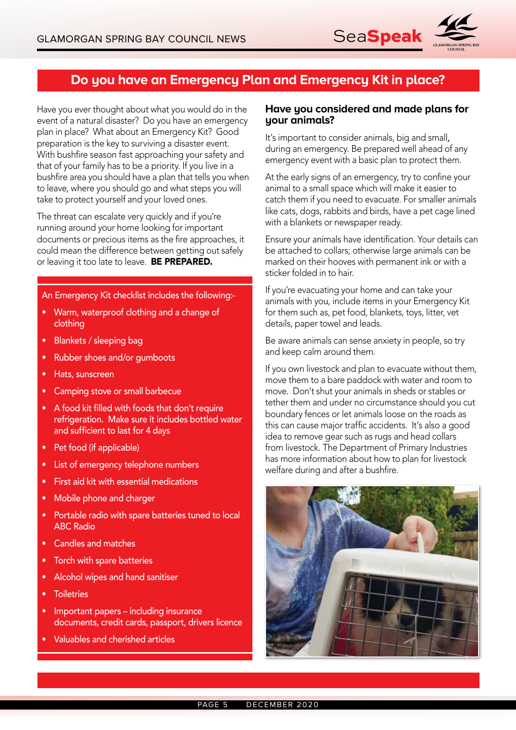# Do you have an Emergency Plan and Emergency Kit in place?

Have you ever thought about what you would do in the event of a natural disaster? Do you have an emergency plan in place? What about an Emergency Kit? Good preparation is the key to surviving a disaster event. With bushfire season fast approaching your safety and that of your family has to be a priority. If you live in a bushfire area you should have a plan that tells you when to leave, where you should go and what steps you will take to protect yourself and your loved ones.

The threat can escalate very quickly and if you're running around your home looking for important documents or precious items as the fire approaches, it could mean the difference between getting out safely or leaving it too late to leave. **BE PREPARED.**

An Emergency Kit checklist includes the following:-

- Warm, waterproof clothing and a change of clothing
- Blankets / sleeping bag
- Rubber shoes and/or gumboots
- Hats, sunscreen
- Camping stove or small barbecue
- A food kit filled with foods that don't require refrigeration. Make sure it includes bottled water and sufficient to last for 4 days
- Pet food (if applicable)
- List of emergency telephone numbers
- First aid kit with essential medications
- Mobile phone and charger
- Portable radio with spare batteries tuned to local ABC Radio
- Candles and matches
- Torch with spare batteries
- Alcohol wipes and hand sanitiser
- Toiletries
- Important papers – including insurance documents, credit cards, passport, drivers licence
- Valuables and cherished articles

## Have you considered and made plans for your animals?

It's important to consider animals, big and small, during an emergency. Be prepared well ahead of any emergency event with a basic plan to protect them.

At the early signs of an emergency, try to confine your animal to a small space which will make it easier to catch them if you need to evacuate. For smaller animals like cats, dogs, rabbits and birds, have a pet cage lined with a blankets or newspaper ready.

Ensure your animals have identification. Your details can be attached to collars; otherwise large animals can be marked on their hooves with permanent ink or with a sticker folded in to hair.

If you're evacuating your home and can take your animals with you, include items in your Emergency Kit for them such as, pet food, blankets, toys, litter, vet details, paper towel and leads.

Be aware animals can sense anxiety in people, so try and keep calm around them.

If you own livestock and plan to evacuate without them, move them to a bare paddock with water and room to move. Don't shut your animals in sheds or stables or tether them and under no circumstance should you cut boundary fences or let animals loose on the roads as this can cause major traffic accidents. It's also a good idea to remove gear such as rugs and head collars from livestock. The Department of Primary Industries has more information about how to plan for livestock welfare during and after a bushfire.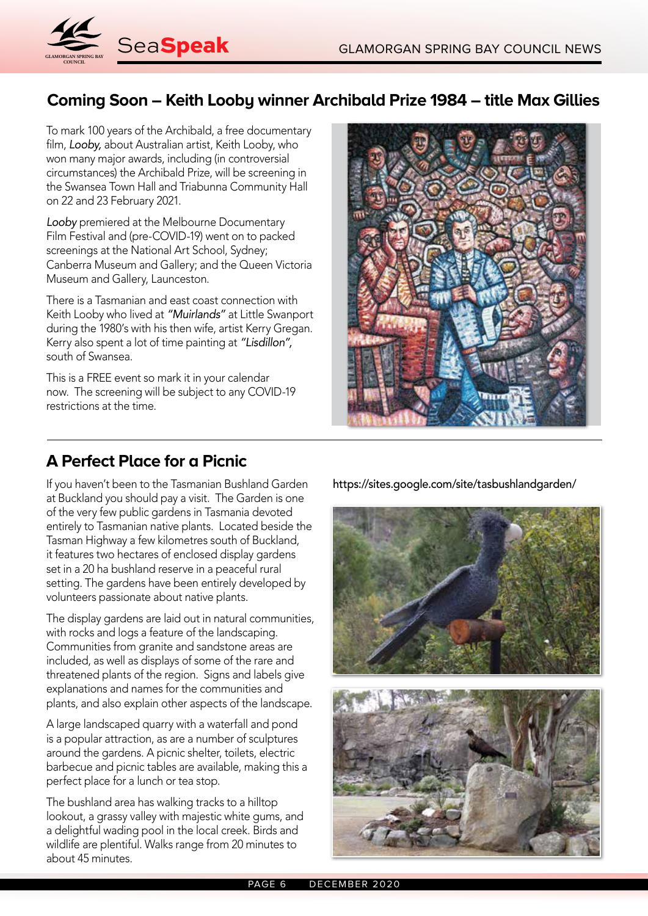## Coming Soon – Keith Looby winner Archibald Prize 1984 – title Max Gillies

To mark 100 years of the Archibald, a free documentary film, *Looby,* about Australian artist, Keith Looby, who won many major awards, including (in controversial circumstances) the Archibald Prize, will be screening in the Swansea Town Hall and Triabunna Community Hall on 22 and 23 February 2021.

*Looby* premiered at the Melbourne Documentary Film Festival and (pre-COVID-19) went on to packed screenings at the National Art School, Sydney; Canberra Museum and Gallery; and the Queen Victoria Museum and Gallery, Launceston.

There is a Tasmanian and east coast connection with Keith Looby who lived at *"Muirlands"* at Little Swanport during the 1980's with his then wife, artist Kerry Gregan. Kerry also spent a lot of time painting at *"Lisdillon",* south of Swansea.

This is a FREE event so mark it in your calendar now. The screening will be subject to any COVID-19 restrictions at the time.

## A Perfect Place for a Picnic

If you haven't been to the Tasmanian Bushland Garden at Buckland you should pay a visit. The Garden is one of the very few public gardens in Tasmania devoted entirely to Tasmanian native plants. Located beside the Tasman Highway a few kilometres south of Buckland, it features two hectares of enclosed display gardens set in a 20 ha bushland reserve in a peaceful rural setting. The gardens have been entirely developed by volunteers passionate about native plants.

The display gardens are laid out in natural communities, with rocks and logs a feature of the landscaping. Communities from granite and sandstone areas are included, as well as displays of some of the rare and threatened plants of the region. Signs and labels give explanations and names for the communities and plants, and also explain other aspects of the landscape.

A large landscaped quarry with a waterfall and pond is a popular attraction, as are a number of sculptures around the gardens. A picnic shelter, toilets, electric barbecue and picnic tables are available, making this a perfect place for a lunch or tea stop.

The bushland area has walking tracks to a hilltop lookout, a grassy valley with majestic white gums, and a delightful wading pool in the local creek. Birds and wildlife are plentiful. Walks range from 20 minutes to about 45 minutes.

https://sites.google.com/site/tasbushlandgarden/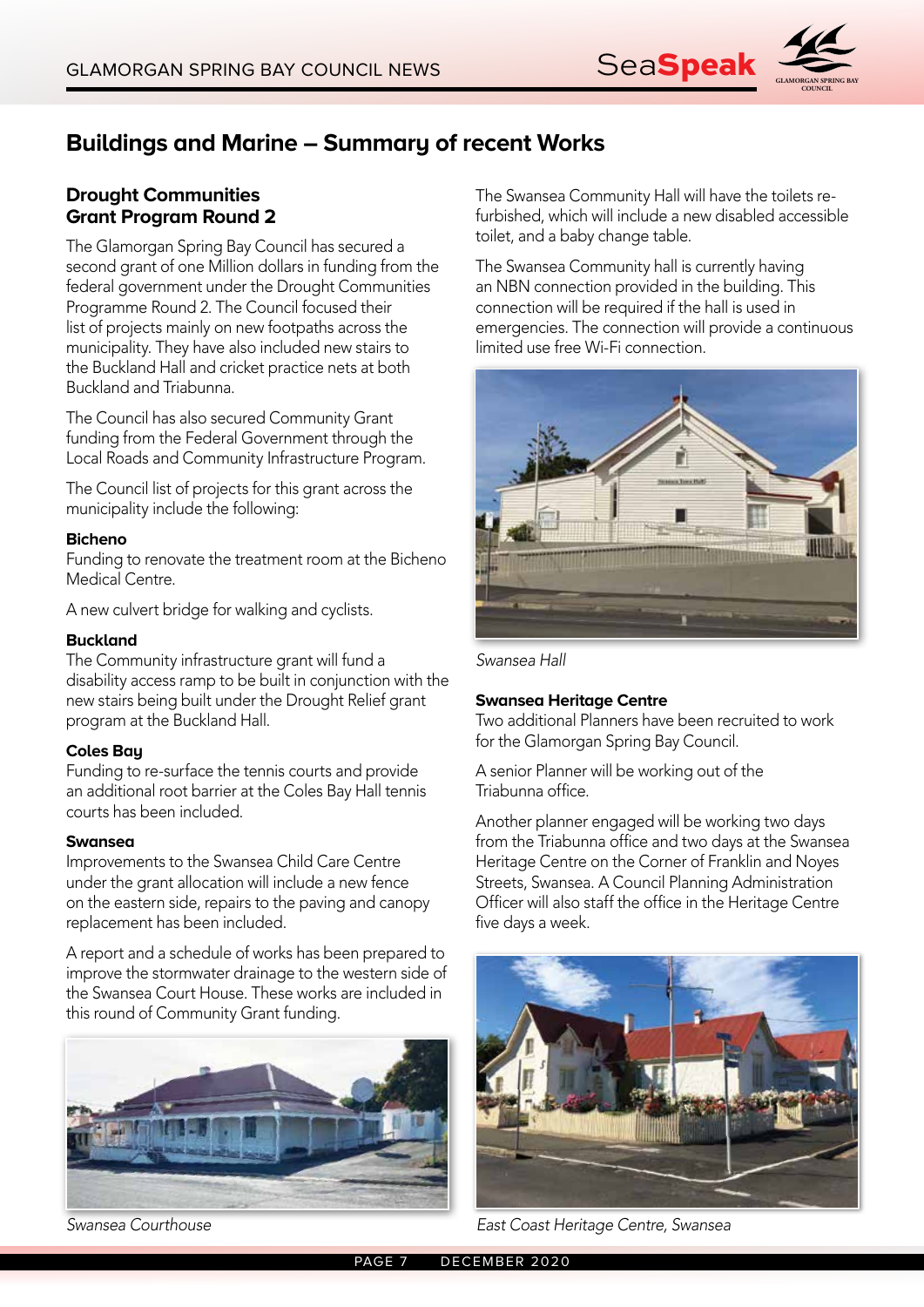## Buildings and Marine – Summary of recent Works

### Drought Communities Grant Program Round 2

The Glamorgan Spring Bay Council has secured a second grant of one Million dollars in funding from the federal government under the Drought Communities Programme Round 2. The Council focused their list of projects mainly on new footpaths across the municipality. They have also included new stairs to the Buckland Hall and cricket practice nets at both Buckland and Triabunna.

The Council has also secured Community Grant funding from the Federal Government through the Local Roads and Community Infrastructure Program.

The Council list of projects for this grant across the municipality include the following:

**Bicheno**
Funding to renovate the treatment room at the Bicheno Medical Centre.

A new culvert bridge for walking and cyclists.

**Buckland**
The Community infrastructure grant will fund a disability access ramp to be built in conjunction with the new stairs being built under the Drought Relief grant program at the Buckland Hall.

**Coles Bay**
Funding to re-surface the tennis courts and provide an additional root barrier at the Coles Bay Hall tennis courts has been included.

**Swansea**
Improvements to the Swansea Child Care Centre under the grant allocation will include a new fence on the eastern side, repairs to the paving and canopy replacement has been included.

A report and a schedule of works has been prepared to improve the stormwater drainage to the western side of the Swansea Court House. These works are included in this round of Community Grant funding.

*Swansea Courthouse*

The Swansea Community Hall will have the toilets re-furbished, which will include a new disabled accessible toilet, and a baby change table.

The Swansea Community hall is currently having an NBN connection provided in the building. This connection will be required if the hall is used in emergencies. The connection will provide a continuous limited use free Wi-Fi connection.

*Swansea Hall*

**Swansea Heritage Centre**
Two additional Planners have been recruited to work for the Glamorgan Spring Bay Council.

A senior Planner will be working out of the Triabunna office.

Another planner engaged will be working two days from the Triabunna office and two days at the Swansea Heritage Centre on the Corner of Franklin and Noyes Streets, Swansea. A Council Planning Administration Officer will also staff the office in the Heritage Centre five days a week.

*East Coast Heritage Centre, Swansea*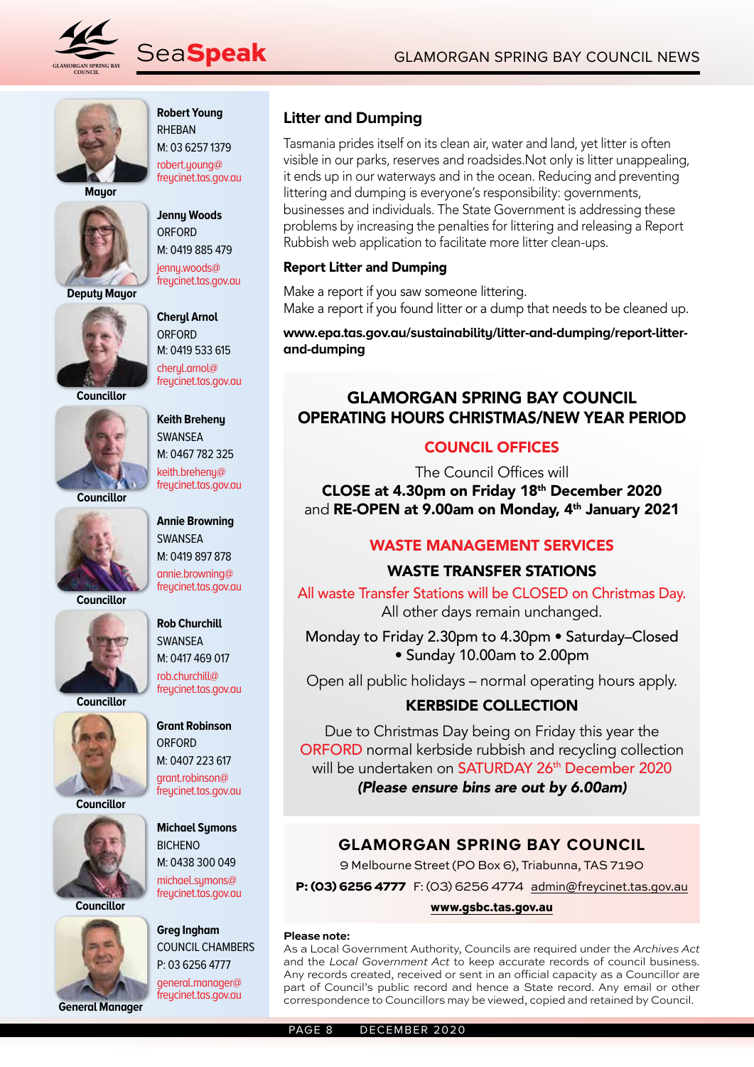**Robert Young**
RHEBAN
M: 03 6257 1379
robert.young@freycinet.tas.gov.au
Mayor

**Jenny Woods**
ORFORD
M: 0419 885 479
jenny.woods@freycinet.tas.gov.au
Deputy Mayor

**Cheryl Arnol**
ORFORD
M: 0419 533 615
cheryl.arnol@freycinet.tas.gov.au
Councillor

**Keith Breheny**
SWANSEA
M: 0467 782 325
keith.breheny@freycinet.tas.gov.au
Councillor

**Annie Browning**
SWANSEA
M: 0419 897 878
annie.browning@freycinet.tas.gov.au
Councillor

**Rob Churchill**
SWANSEA
M: 0417 469 017
rob.churchill@freycinet.tas.gov.au
Councillor

**Grant Robinson**
ORFORD
M: 0407 223 617
grant.robinson@freycinet.tas.gov.au
Councillor

**Michael Symons**
BICHENO
M: 0438 300 049
michael.symons@freycinet.tas.gov.au
Councillor

**Greg Ingham**
COUNCIL CHAMBERS
P: 03 6256 4777
general.manager@freycinet.tas.gov.au
General Manager

## Litter and Dumping

Tasmania prides itself on its clean air, water and land, yet litter is often visible in our parks, reserves and roadsides.Not only is litter unappealing, it ends up in our waterways and in the ocean. Reducing and preventing littering and dumping is everyone's responsibility: governments, businesses and individuals. The State Government is addressing these problems by increasing the penalties for littering and releasing a Report Rubbish web application to facilitate more litter clean-ups.

### Report Litter and Dumping

Make a report if you saw someone littering.
Make a report if you found litter or a dump that needs to be cleaned up.

**www.epa.tas.gov.au/sustainability/litter-and-dumping/report-litter-and-dumping**

## GLAMORGAN SPRING BAY COUNCIL OPERATING HOURS CHRISTMAS/NEW YEAR PERIOD

### COUNCIL OFFICES

The Council Offices will
**CLOSE at 4.30pm on Friday 18th December 2020**
and **RE-OPEN at 9.00am on Monday, 4th January 2021**

### WASTE MANAGEMENT SERVICES

#### WASTE TRANSFER STATIONS

All waste Transfer Stations will be CLOSED on Christmas Day.
All other days remain unchanged.

Monday to Friday 2.30pm to 4.30pm • Saturday–Closed • Sunday 10.00am to 2.00pm

Open all public holidays – normal operating hours apply.

#### KERBSIDE COLLECTION

Due to Christmas Day being on Friday this year the ORFORD normal kerbside rubbish and recycling collection will be undertaken on SATURDAY 26th December 2020
***(Please ensure bins are out by 6.00am)***

## GLAMORGAN SPRING BAY COUNCIL

9 Melbourne Street (PO Box 6), Triabunna, TAS 7190
**P: (03) 6256 4777** F: (03) 6256 4774 admin@freycinet.tas.gov.au
**www.gsbc.tas.gov.au**

**Please note:**
As a Local Government Authority, Councils are required under the *Archives Act* and the *Local Government Act* to keep accurate records of council business. Any records created, received or sent in an official capacity as a Councillor are part of Council's public record and hence a State record. Any email or other correspondence to Councillors may be viewed, copied and retained by Council.